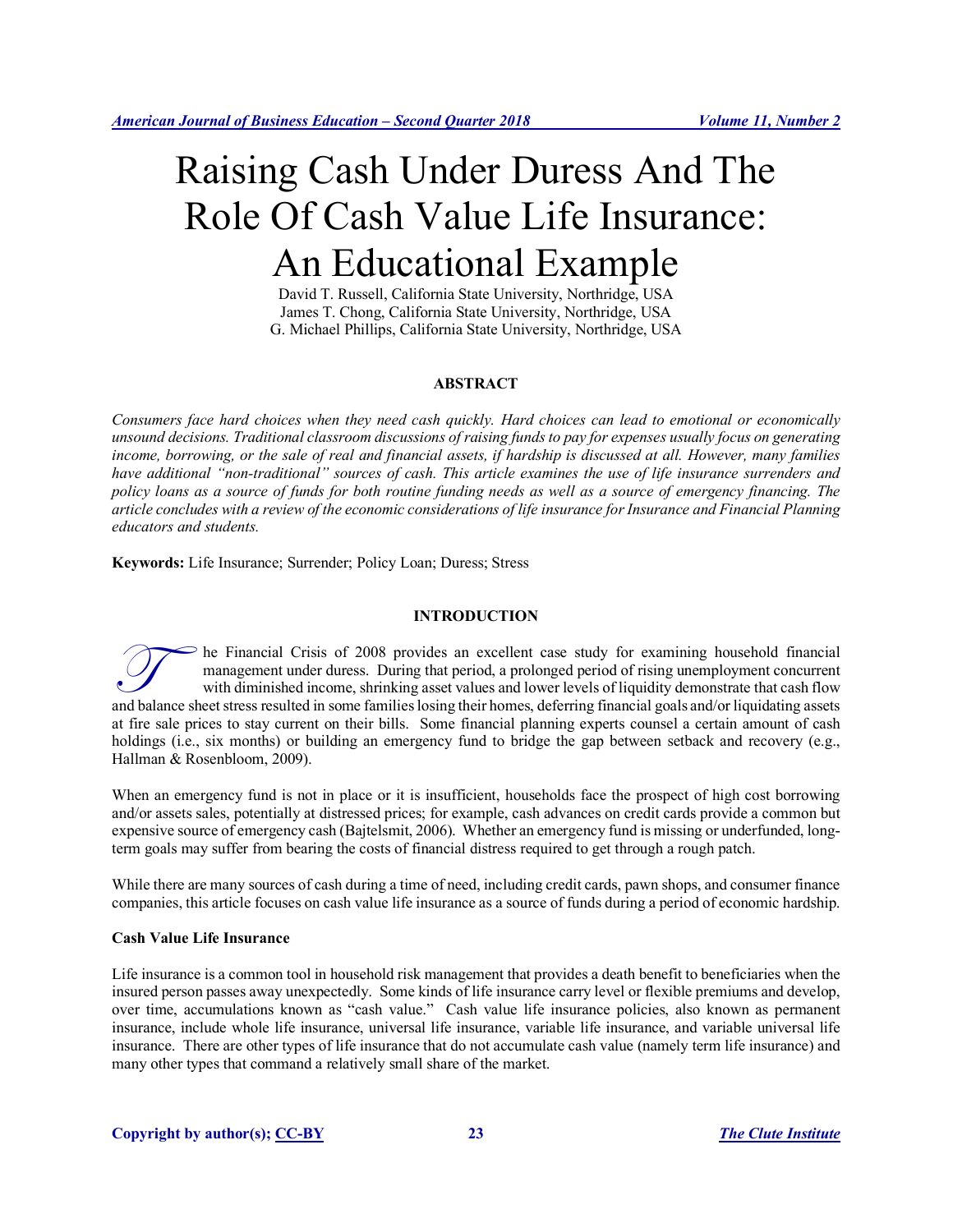# Raising Cash Under Duress And The Role Of Cash Value Life Insurance: An Educational Example

David T. Russell, California State University, Northridge, USA
James T. Chong, California State University, Northridge, USA
G. Michael Phillips, California State University, Northridge, USA

## ABSTRACT

*Consumers face hard choices when they need cash quickly. Hard choices can lead to emotional or economically unsound decisions. Traditional classroom discussions of raising funds to pay for expenses usually focus on generating income, borrowing, or the sale of real and financial assets, if hardship is discussed at all. However, many families have additional "non-traditional" sources of cash. This article examines the use of life insurance surrenders and policy loans as a source of funds for both routine funding needs as well as a source of emergency financing. The article concludes with a review of the economic considerations of life insurance for Insurance and Financial Planning educators and students.*

**Keywords:** Life Insurance; Surrender; Policy Loan; Duress; Stress

## INTRODUCTION

The Financial Crisis of 2008 provides an excellent case study for examining household financial management under duress. During that period, a prolonged period of rising unemployment concurrent with diminished income, shrinking asset values and lower levels of liquidity demonstrate that cash flow and balance sheet stress resulted in some families losing their homes, deferring financial goals and/or liquidating assets at fire sale prices to stay current on their bills. Some financial planning experts counsel a certain amount of cash holdings (i.e., six months) or building an emergency fund to bridge the gap between setback and recovery (e.g., Hallman & Rosenbloom, 2009).

When an emergency fund is not in place or it is insufficient, households face the prospect of high cost borrowing and/or assets sales, potentially at distressed prices; for example, cash advances on credit cards provide a common but expensive source of emergency cash (Bajtelsmit, 2006). Whether an emergency fund is missing or underfunded, long-term goals may suffer from bearing the costs of financial distress required to get through a rough patch.

While there are many sources of cash during a time of need, including credit cards, pawn shops, and consumer finance companies, this article focuses on cash value life insurance as a source of funds during a period of economic hardship.

### Cash Value Life Insurance

Life insurance is a common tool in household risk management that provides a death benefit to beneficiaries when the insured person passes away unexpectedly. Some kinds of life insurance carry level or flexible premiums and develop, over time, accumulations known as "cash value." Cash value life insurance policies, also known as permanent insurance, include whole life insurance, universal life insurance, variable life insurance, and variable universal life insurance. There are other types of life insurance that do not accumulate cash value (namely term life insurance) and many other types that command a relatively small share of the market.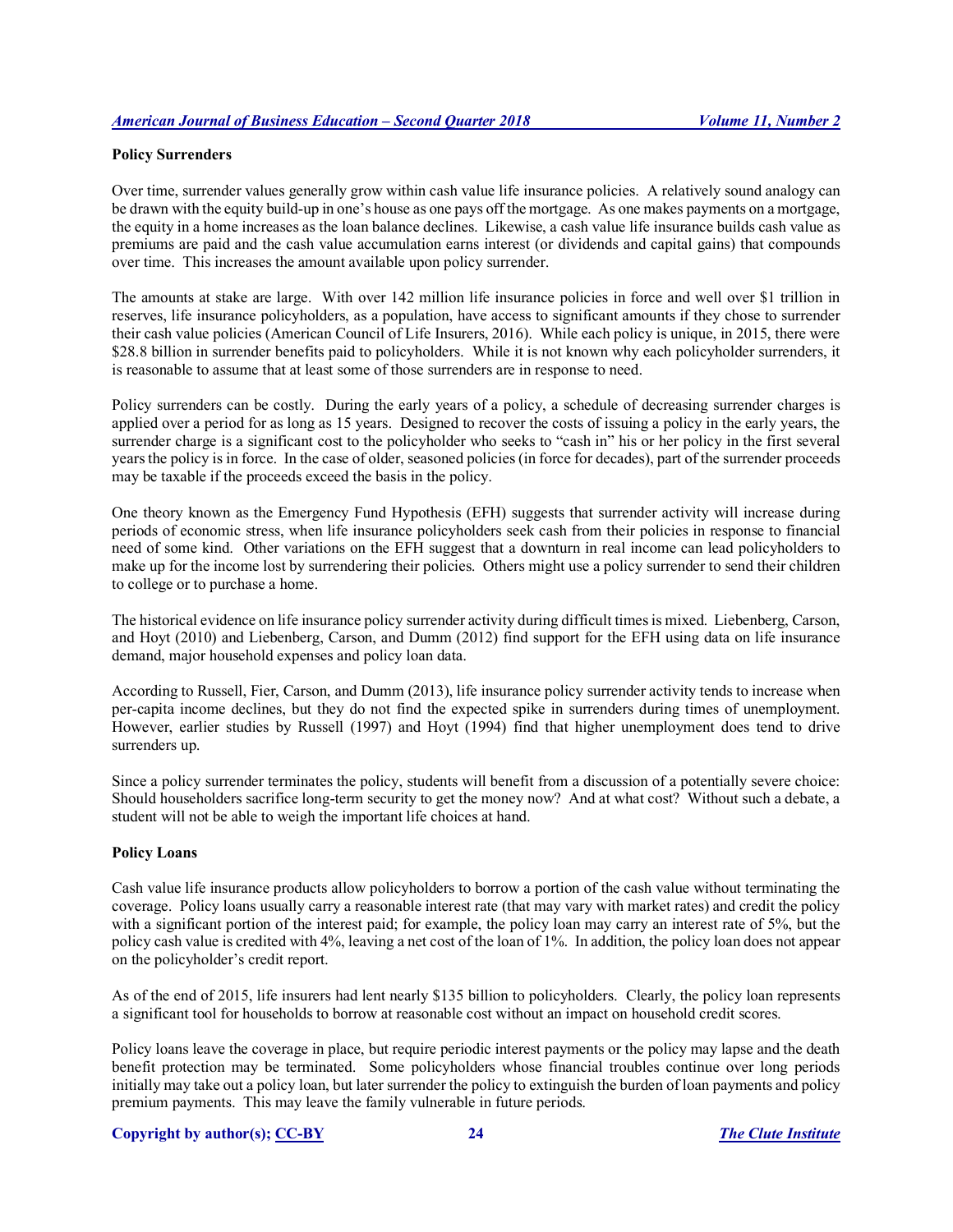**Policy Surrenders**

Over time, surrender values generally grow within cash value life insurance policies. A relatively sound analogy can be drawn with the equity build-up in one's house as one pays off the mortgage. As one makes payments on a mortgage, the equity in a home increases as the loan balance declines. Likewise, a cash value life insurance builds cash value as premiums are paid and the cash value accumulation earns interest (or dividends and capital gains) that compounds over time. This increases the amount available upon policy surrender.

The amounts at stake are large. With over 142 million life insurance policies in force and well over $1 trillion in reserves, life insurance policyholders, as a population, have access to significant amounts if they chose to surrender their cash value policies (American Council of Life Insurers, 2016). While each policy is unique, in 2015, there were $28.8 billion in surrender benefits paid to policyholders. While it is not known why each policyholder surrenders, it is reasonable to assume that at least some of those surrenders are in response to need.

Policy surrenders can be costly. During the early years of a policy, a schedule of decreasing surrender charges is applied over a period for as long as 15 years. Designed to recover the costs of issuing a policy in the early years, the surrender charge is a significant cost to the policyholder who seeks to "cash in" his or her policy in the first several years the policy is in force. In the case of older, seasoned policies (in force for decades), part of the surrender proceeds may be taxable if the proceeds exceed the basis in the policy.

One theory known as the Emergency Fund Hypothesis (EFH) suggests that surrender activity will increase during periods of economic stress, when life insurance policyholders seek cash from their policies in response to financial need of some kind. Other variations on the EFH suggest that a downturn in real income can lead policyholders to make up for the income lost by surrendering their policies. Others might use a policy surrender to send their children to college or to purchase a home.

The historical evidence on life insurance policy surrender activity during difficult times is mixed. Liebenberg, Carson, and Hoyt (2010) and Liebenberg, Carson, and Dumm (2012) find support for the EFH using data on life insurance demand, major household expenses and policy loan data.

According to Russell, Fier, Carson, and Dumm (2013), life insurance policy surrender activity tends to increase when per-capita income declines, but they do not find the expected spike in surrenders during times of unemployment. However, earlier studies by Russell (1997) and Hoyt (1994) find that higher unemployment does tend to drive surrenders up.

Since a policy surrender terminates the policy, students will benefit from a discussion of a potentially severe choice: Should householders sacrifice long-term security to get the money now? And at what cost? Without such a debate, a student will not be able to weigh the important life choices at hand.

**Policy Loans**

Cash value life insurance products allow policyholders to borrow a portion of the cash value without terminating the coverage. Policy loans usually carry a reasonable interest rate (that may vary with market rates) and credit the policy with a significant portion of the interest paid; for example, the policy loan may carry an interest rate of 5%, but the policy cash value is credited with 4%, leaving a net cost of the loan of 1%. In addition, the policy loan does not appear on the policyholder's credit report.

As of the end of 2015, life insurers had lent nearly $135 billion to policyholders. Clearly, the policy loan represents a significant tool for households to borrow at reasonable cost without an impact on household credit scores.

Policy loans leave the coverage in place, but require periodic interest payments or the policy may lapse and the death benefit protection may be terminated. Some policyholders whose financial troubles continue over long periods initially may take out a policy loan, but later surrender the policy to extinguish the burden of loan payments and policy premium payments. This may leave the family vulnerable in future periods.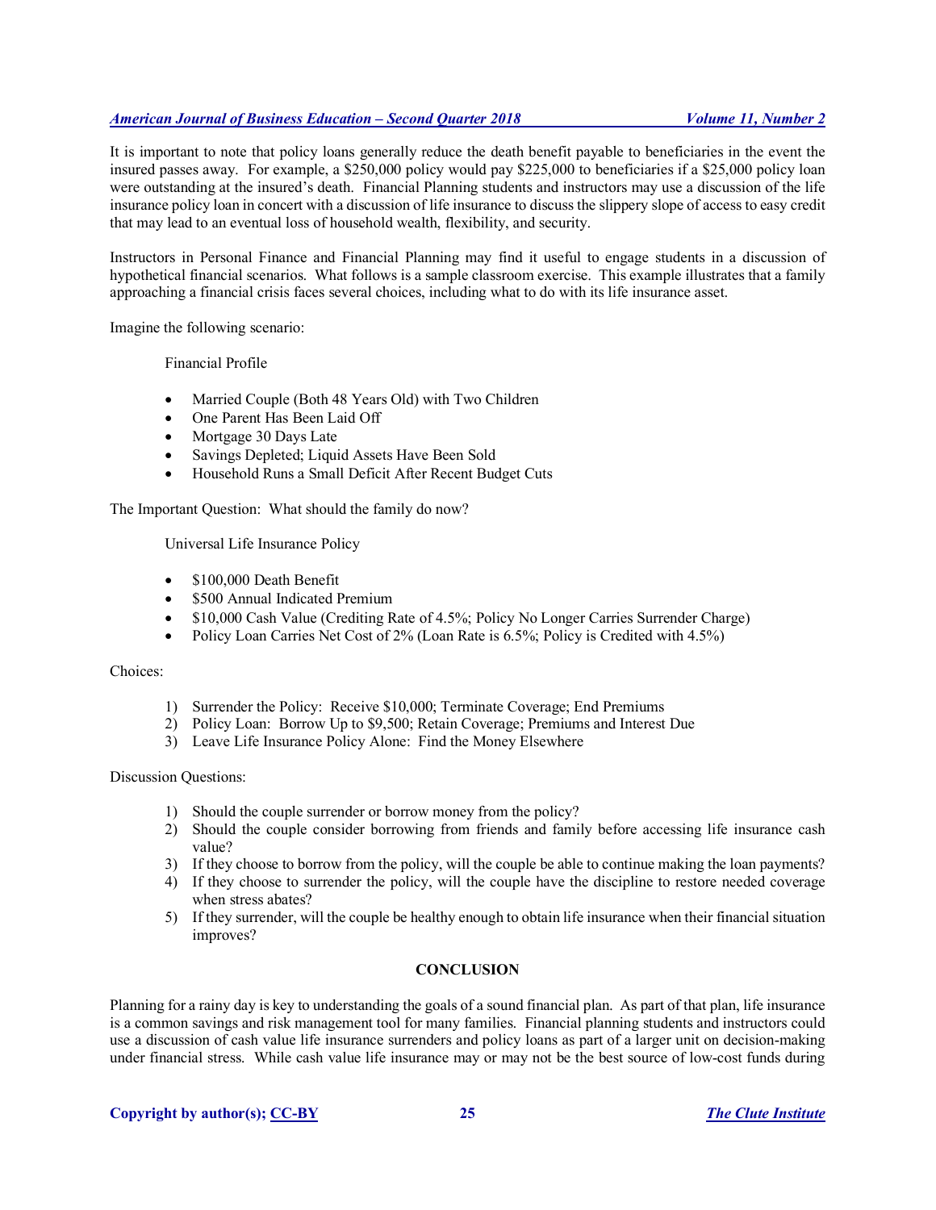It is important to note that policy loans generally reduce the death benefit payable to beneficiaries in the event the insured passes away. For example, a $250,000 policy would pay $225,000 to beneficiaries if a $25,000 policy loan were outstanding at the insured's death. Financial Planning students and instructors may use a discussion of the life insurance policy loan in concert with a discussion of life insurance to discuss the slippery slope of access to easy credit that may lead to an eventual loss of household wealth, flexibility, and security.

Instructors in Personal Finance and Financial Planning may find it useful to engage students in a discussion of hypothetical financial scenarios. What follows is a sample classroom exercise. This example illustrates that a family approaching a financial crisis faces several choices, including what to do with its life insurance asset.

Imagine the following scenario:

Financial Profile

- Married Couple (Both 48 Years Old) with Two Children
- One Parent Has Been Laid Off
- Mortgage 30 Days Late
- Savings Depleted; Liquid Assets Have Been Sold
- Household Runs a Small Deficit After Recent Budget Cuts

The Important Question: What should the family do now?

Universal Life Insurance Policy

- $100,000 Death Benefit
- $500 Annual Indicated Premium
- $10,000 Cash Value (Crediting Rate of 4.5%; Policy No Longer Carries Surrender Charge)
- Policy Loan Carries Net Cost of 2% (Loan Rate is 6.5%; Policy is Credited with 4.5%)

Choices:

1) Surrender the Policy: Receive $10,000; Terminate Coverage; End Premiums
2) Policy Loan: Borrow Up to $9,500; Retain Coverage; Premiums and Interest Due
3) Leave Life Insurance Policy Alone: Find the Money Elsewhere

Discussion Questions:

1) Should the couple surrender or borrow money from the policy?
2) Should the couple consider borrowing from friends and family before accessing life insurance cash value?
3) If they choose to borrow from the policy, will the couple be able to continue making the loan payments?
4) If they choose to surrender the policy, will the couple have the discipline to restore needed coverage when stress abates?
5) If they surrender, will the couple be healthy enough to obtain life insurance when their financial situation improves?

## CONCLUSION

Planning for a rainy day is key to understanding the goals of a sound financial plan. As part of that plan, life insurance is a common savings and risk management tool for many families. Financial planning students and instructors could use a discussion of cash value life insurance surrenders and policy loans as part of a larger unit on decision-making under financial stress. While cash value life insurance may or may not be the best source of low-cost funds during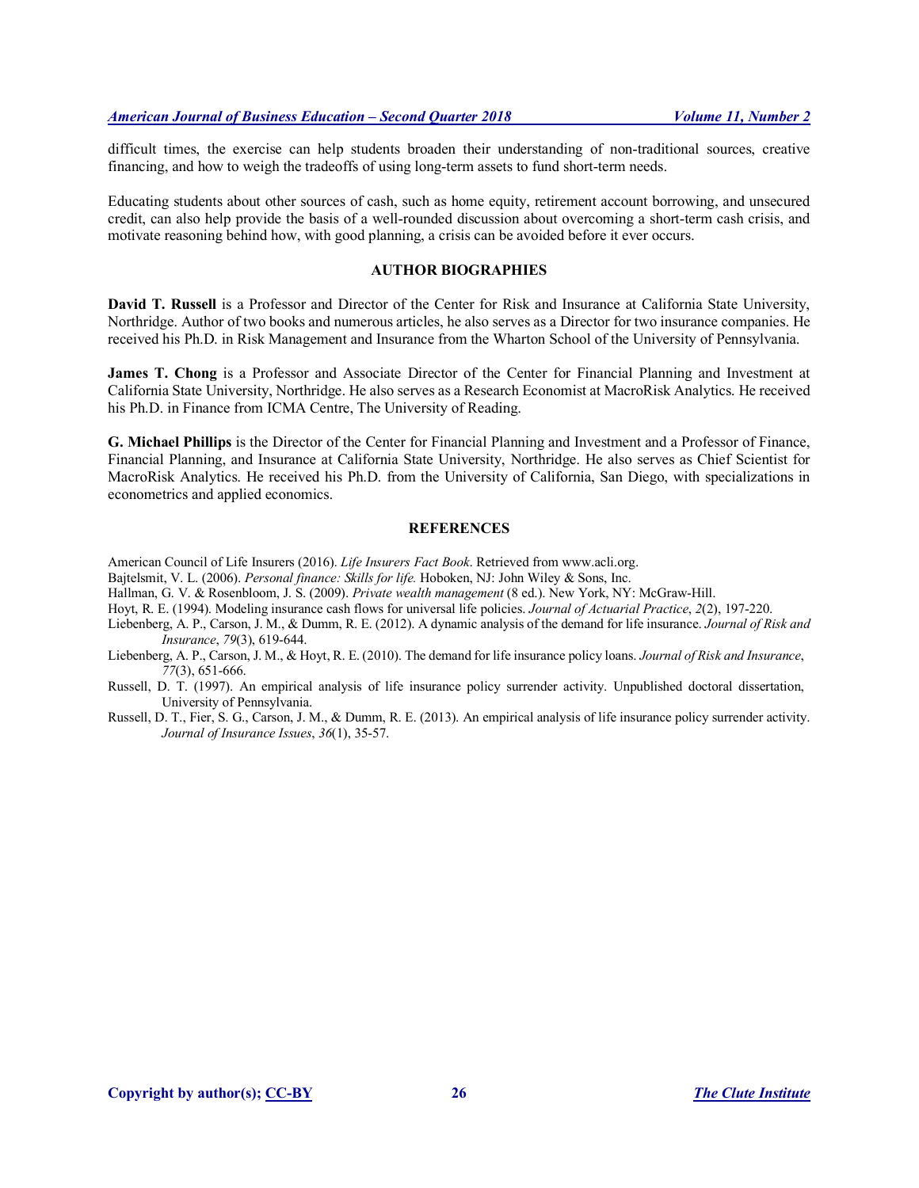difficult times, the exercise can help students broaden their understanding of non-traditional sources, creative financing, and how to weigh the tradeoffs of using long-term assets to fund short-term needs.

Educating students about other sources of cash, such as home equity, retirement account borrowing, and unsecured credit, can also help provide the basis of a well-rounded discussion about overcoming a short-term cash crisis, and motivate reasoning behind how, with good planning, a crisis can be avoided before it ever occurs.

## AUTHOR BIOGRAPHIES

**David T. Russell** is a Professor and Director of the Center for Risk and Insurance at California State University, Northridge. Author of two books and numerous articles, he also serves as a Director for two insurance companies. He received his Ph.D. in Risk Management and Insurance from the Wharton School of the University of Pennsylvania.

**James T. Chong** is a Professor and Associate Director of the Center for Financial Planning and Investment at California State University, Northridge. He also serves as a Research Economist at MacroRisk Analytics. He received his Ph.D. in Finance from ICMA Centre, The University of Reading.

**G. Michael Phillips** is the Director of the Center for Financial Planning and Investment and a Professor of Finance, Financial Planning, and Insurance at California State University, Northridge. He also serves as Chief Scientist for MacroRisk Analytics. He received his Ph.D. from the University of California, San Diego, with specializations in econometrics and applied economics.

## REFERENCES

American Council of Life Insurers (2016). *Life Insurers Fact Book*. Retrieved from www.acli.org.

Bajtelsmit, V. L. (2006). *Personal finance: Skills for life.* Hoboken, NJ: John Wiley & Sons, Inc.

Hallman, G. V. & Rosenbloom, J. S. (2009). *Private wealth management* (8 ed.). New York, NY: McGraw-Hill.

Hoyt, R. E. (1994). Modeling insurance cash flows for universal life policies. *Journal of Actuarial Practice*, *2*(2), 197-220.

Liebenberg, A. P., Carson, J. M., & Dumm, R. E. (2012). A dynamic analysis of the demand for life insurance. *Journal of Risk and Insurance*, *79*(3), 619-644.

Liebenberg, A. P., Carson, J. M., & Hoyt, R. E. (2010). The demand for life insurance policy loans. *Journal of Risk and Insurance*, *77*(3), 651-666.

Russell, D. T. (1997). An empirical analysis of life insurance policy surrender activity. Unpublished doctoral dissertation, University of Pennsylvania.

Russell, D. T., Fier, S. G., Carson, J. M., & Dumm, R. E. (2013). An empirical analysis of life insurance policy surrender activity. *Journal of Insurance Issues*, *36*(1), 35-57.